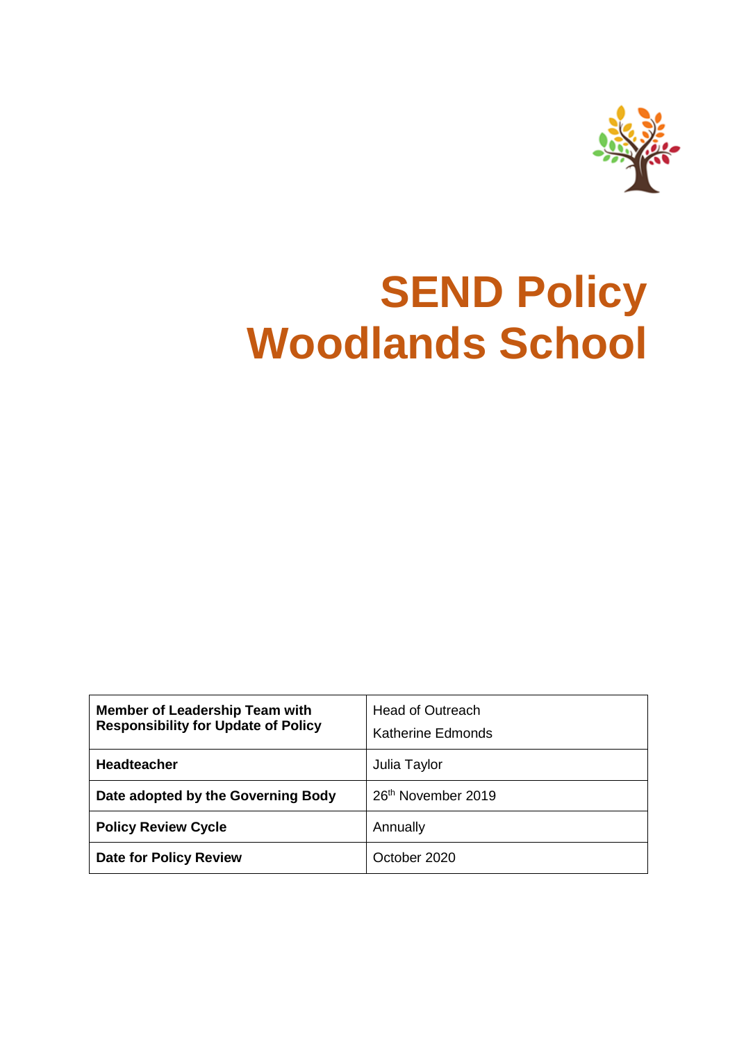# SEND Policy Woodlands School

| Member of Leadership Team with Responsibility for Update of Policy | Head of Outreach<br>Katherine Edmonds |
|---|---|
| **Headteacher** | Julia Taylor |
| **Date adopted by the Governing Body** | 26th November 2019 |
| **Policy Review Cycle** | Annually |
| **Date for Policy Review** | October 2020 |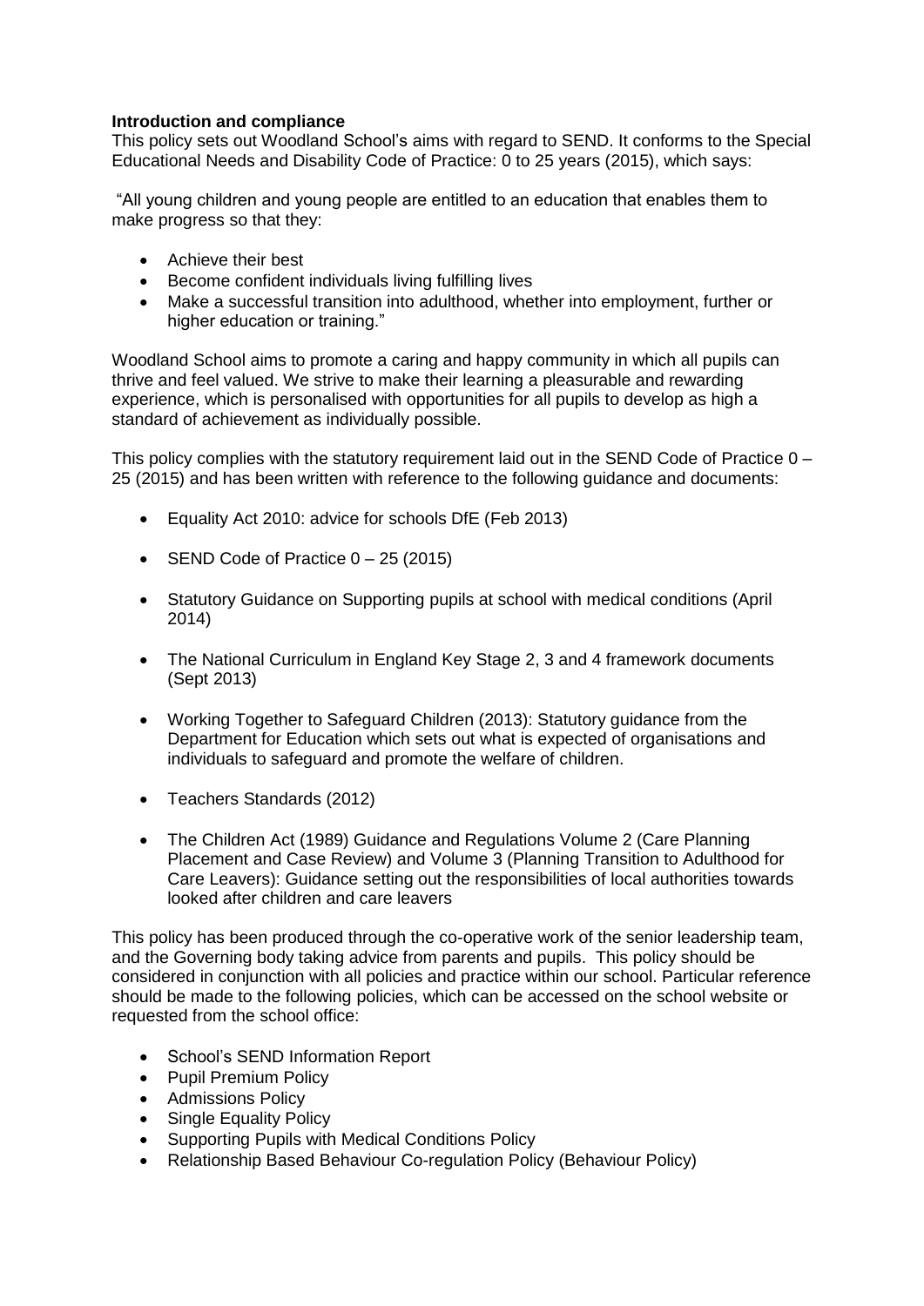**Introduction and compliance**

This policy sets out Woodland School's aims with regard to SEND. It conforms to the Special Educational Needs and Disability Code of Practice: 0 to 25 years (2015), which says:

"All young children and young people are entitled to an education that enables them to make progress so that they:

- Achieve their best
- Become confident individuals living fulfilling lives
- Make a successful transition into adulthood, whether into employment, further or higher education or training."

Woodland School aims to promote a caring and happy community in which all pupils can thrive and feel valued. We strive to make their learning a pleasurable and rewarding experience, which is personalised with opportunities for all pupils to develop as high a standard of achievement as individually possible.

This policy complies with the statutory requirement laid out in the SEND Code of Practice 0 – 25 (2015) and has been written with reference to the following guidance and documents:

- Equality Act 2010: advice for schools DfE (Feb 2013)
- SEND Code of Practice 0 – 25 (2015)
- Statutory Guidance on Supporting pupils at school with medical conditions (April 2014)
- The National Curriculum in England Key Stage 2, 3 and 4 framework documents (Sept 2013)
- Working Together to Safeguard Children (2013): Statutory guidance from the Department for Education which sets out what is expected of organisations and individuals to safeguard and promote the welfare of children.
- Teachers Standards (2012)
- The Children Act (1989) Guidance and Regulations Volume 2 (Care Planning Placement and Case Review) and Volume 3 (Planning Transition to Adulthood for Care Leavers): Guidance setting out the responsibilities of local authorities towards looked after children and care leavers

This policy has been produced through the co-operative work of the senior leadership team, and the Governing body taking advice from parents and pupils. This policy should be considered in conjunction with all policies and practice within our school. Particular reference should be made to the following policies, which can be accessed on the school website or requested from the school office:

- School's SEND Information Report
- Pupil Premium Policy
- Admissions Policy
- Single Equality Policy
- Supporting Pupils with Medical Conditions Policy
- Relationship Based Behaviour Co-regulation Policy (Behaviour Policy)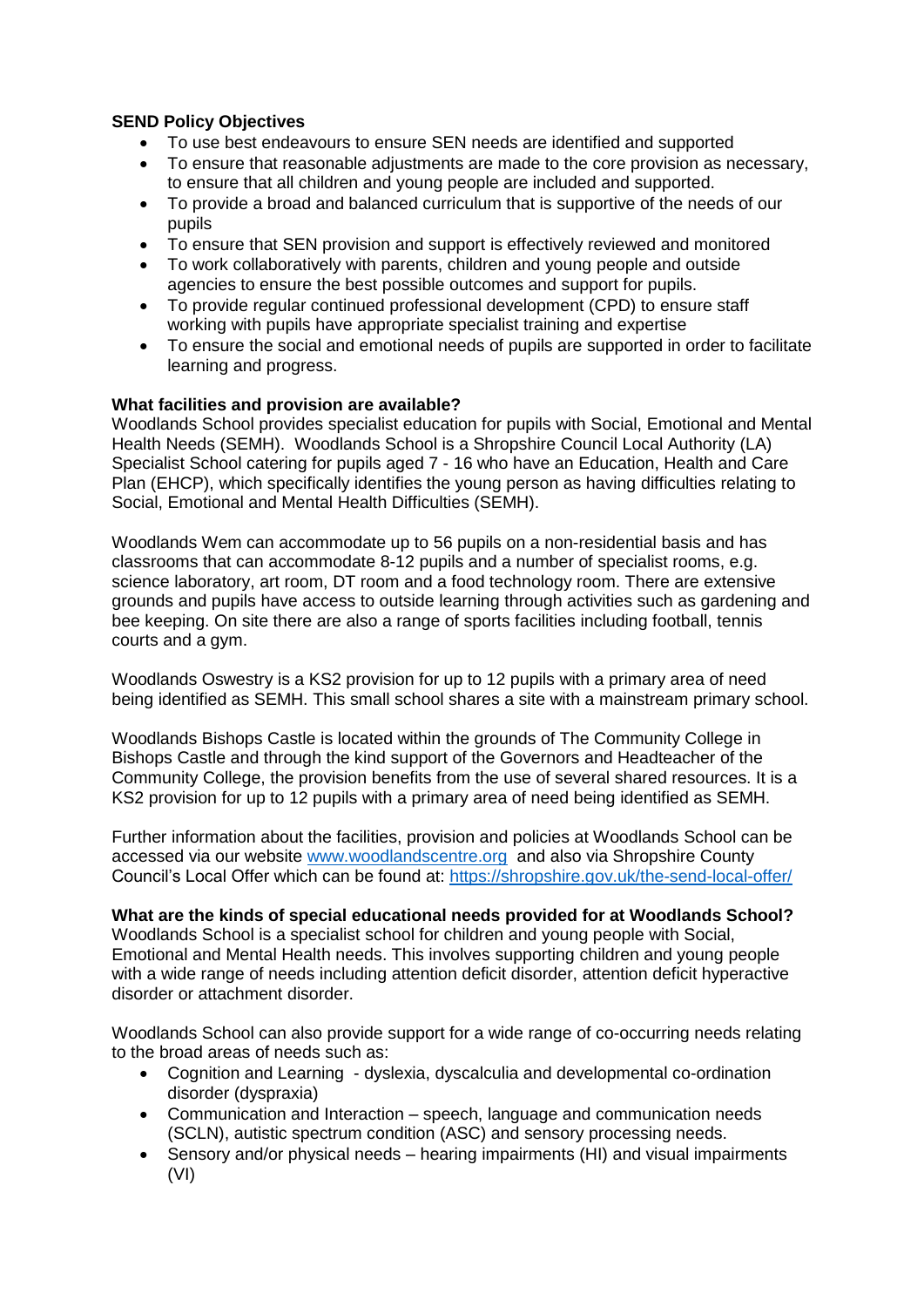**SEND Policy Objectives**

- To use best endeavours to ensure SEN needs are identified and supported
- To ensure that reasonable adjustments are made to the core provision as necessary, to ensure that all children and young people are included and supported.
- To provide a broad and balanced curriculum that is supportive of the needs of our pupils
- To ensure that SEN provision and support is effectively reviewed and monitored
- To work collaboratively with parents, children and young people and outside agencies to ensure the best possible outcomes and support for pupils.
- To provide regular continued professional development (CPD) to ensure staff working with pupils have appropriate specialist training and expertise
- To ensure the social and emotional needs of pupils are supported in order to facilitate learning and progress.

**What facilities and provision are available?**

Woodlands School provides specialist education for pupils with Social, Emotional and Mental Health Needs (SEMH). Woodlands School is a Shropshire Council Local Authority (LA) Specialist School catering for pupils aged 7 - 16 who have an Education, Health and Care Plan (EHCP), which specifically identifies the young person as having difficulties relating to Social, Emotional and Mental Health Difficulties (SEMH).

Woodlands Wem can accommodate up to 56 pupils on a non-residential basis and has classrooms that can accommodate 8-12 pupils and a number of specialist rooms, e.g. science laboratory, art room, DT room and a food technology room. There are extensive grounds and pupils have access to outside learning through activities such as gardening and bee keeping. On site there are also a range of sports facilities including football, tennis courts and a gym.

Woodlands Oswestry is a KS2 provision for up to 12 pupils with a primary area of need being identified as SEMH. This small school shares a site with a mainstream primary school.

Woodlands Bishops Castle is located within the grounds of The Community College in Bishops Castle and through the kind support of the Governors and Headteacher of the Community College, the provision benefits from the use of several shared resources. It is a KS2 provision for up to 12 pupils with a primary area of need being identified as SEMH.

Further information about the facilities, provision and policies at Woodlands School can be accessed via our website [www.woodlandscentre.org](http://www.woodlandscentre.org) and also via Shropshire County Council's Local Offer which can be found at: [https://shropshire.gov.uk/the-send-local-offer/](https://shropshire.gov.uk/the-send-local-offer/)

**What are the kinds of special educational needs provided for at Woodlands School?**

Woodlands School is a specialist school for children and young people with Social, Emotional and Mental Health needs. This involves supporting children and young people with a wide range of needs including attention deficit disorder, attention deficit hyperactive disorder or attachment disorder.

Woodlands School can also provide support for a wide range of co-occurring needs relating to the broad areas of needs such as:

- Cognition and Learning - dyslexia, dyscalculia and developmental co-ordination disorder (dyspraxia)
- Communication and Interaction – speech, language and communication needs (SCLN), autistic spectrum condition (ASC) and sensory processing needs.
- Sensory and/or physical needs – hearing impairments (HI) and visual impairments (VI)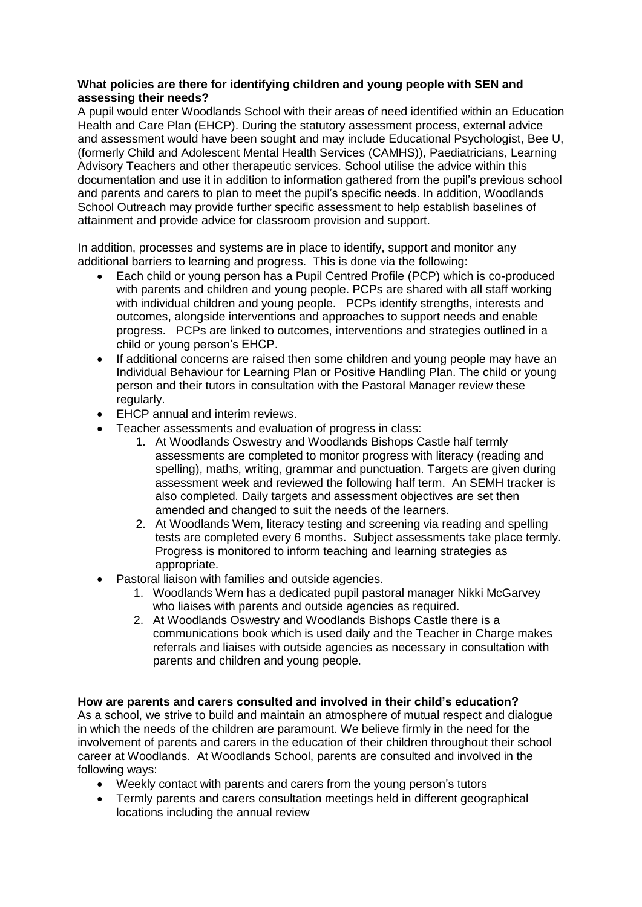**What policies are there for identifying children and young people with SEN and assessing their needs?**

A pupil would enter Woodlands School with their areas of need identified within an Education Health and Care Plan (EHCP). During the statutory assessment process, external advice and assessment would have been sought and may include Educational Psychologist, Bee U, (formerly Child and Adolescent Mental Health Services (CAMHS)), Paediatricians, Learning Advisory Teachers and other therapeutic services. School utilise the advice within this documentation and use it in addition to information gathered from the pupil's previous school and parents and carers to plan to meet the pupil's specific needs. In addition, Woodlands School Outreach may provide further specific assessment to help establish baselines of attainment and provide advice for classroom provision and support.

In addition, processes and systems are in place to identify, support and monitor any additional barriers to learning and progress. This is done via the following:

- Each child or young person has a Pupil Centred Profile (PCP) which is co-produced with parents and children and young people. PCPs are shared with all staff working with individual children and young people. PCPs identify strengths, interests and outcomes, alongside interventions and approaches to support needs and enable progress. PCPs are linked to outcomes, interventions and strategies outlined in a child or young person's EHCP.
- If additional concerns are raised then some children and young people may have an Individual Behaviour for Learning Plan or Positive Handling Plan. The child or young person and their tutors in consultation with the Pastoral Manager review these regularly.
- EHCP annual and interim reviews.
- Teacher assessments and evaluation of progress in class:
    1. At Woodlands Oswestry and Woodlands Bishops Castle half termly assessments are completed to monitor progress with literacy (reading and spelling), maths, writing, grammar and punctuation. Targets are given during assessment week and reviewed the following half term. An SEMH tracker is also completed. Daily targets and assessment objectives are set then amended and changed to suit the needs of the learners.
    2. At Woodlands Wem, literacy testing and screening via reading and spelling tests are completed every 6 months. Subject assessments take place termly. Progress is monitored to inform teaching and learning strategies as appropriate.
- Pastoral liaison with families and outside agencies.
    1. Woodlands Wem has a dedicated pupil pastoral manager Nikki McGarvey who liaises with parents and outside agencies as required.
    2. At Woodlands Oswestry and Woodlands Bishops Castle there is a communications book which is used daily and the Teacher in Charge makes referrals and liaises with outside agencies as necessary in consultation with parents and children and young people.

**How are parents and carers consulted and involved in their child's education?**

As a school, we strive to build and maintain an atmosphere of mutual respect and dialogue in which the needs of the children are paramount. We believe firmly in the need for the involvement of parents and carers in the education of their children throughout their school career at Woodlands. At Woodlands School, parents are consulted and involved in the following ways:

- Weekly contact with parents and carers from the young person's tutors
- Termly parents and carers consultation meetings held in different geographical locations including the annual review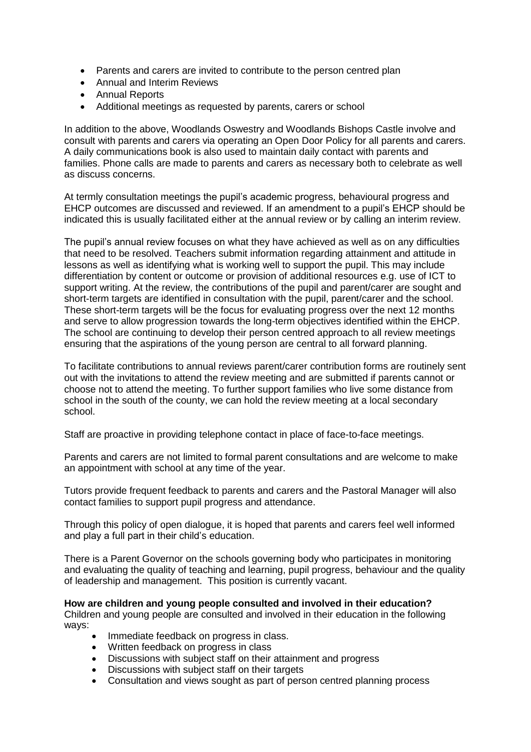- Parents and carers are invited to contribute to the person centred plan
- Annual and Interim Reviews
- Annual Reports
- Additional meetings as requested by parents, carers or school

In addition to the above, Woodlands Oswestry and Woodlands Bishops Castle involve and consult with parents and carers via operating an Open Door Policy for all parents and carers. A daily communications book is also used to maintain daily contact with parents and families. Phone calls are made to parents and carers as necessary both to celebrate as well as discuss concerns.

At termly consultation meetings the pupil's academic progress, behavioural progress and EHCP outcomes are discussed and reviewed. If an amendment to a pupil's EHCP should be indicated this is usually facilitated either at the annual review or by calling an interim review.

The pupil's annual review focuses on what they have achieved as well as on any difficulties that need to be resolved. Teachers submit information regarding attainment and attitude in lessons as well as identifying what is working well to support the pupil. This may include differentiation by content or outcome or provision of additional resources e.g. use of ICT to support writing. At the review, the contributions of the pupil and parent/carer are sought and short-term targets are identified in consultation with the pupil, parent/carer and the school. These short-term targets will be the focus for evaluating progress over the next 12 months and serve to allow progression towards the long-term objectives identified within the EHCP. The school are continuing to develop their person centred approach to all review meetings ensuring that the aspirations of the young person are central to all forward planning.

To facilitate contributions to annual reviews parent/carer contribution forms are routinely sent out with the invitations to attend the review meeting and are submitted if parents cannot or choose not to attend the meeting. To further support families who live some distance from school in the south of the county, we can hold the review meeting at a local secondary school.

Staff are proactive in providing telephone contact in place of face-to-face meetings.

Parents and carers are not limited to formal parent consultations and are welcome to make an appointment with school at any time of the year.

Tutors provide frequent feedback to parents and carers and the Pastoral Manager will also contact families to support pupil progress and attendance.

Through this policy of open dialogue, it is hoped that parents and carers feel well informed and play a full part in their child's education.

There is a Parent Governor on the schools governing body who participates in monitoring and evaluating the quality of teaching and learning, pupil progress, behaviour and the quality of leadership and management. This position is currently vacant.

**How are children and young people consulted and involved in their education?**

Children and young people are consulted and involved in their education in the following ways:

- Immediate feedback on progress in class.
- Written feedback on progress in class
- Discussions with subject staff on their attainment and progress
- Discussions with subject staff on their targets
- Consultation and views sought as part of person centred planning process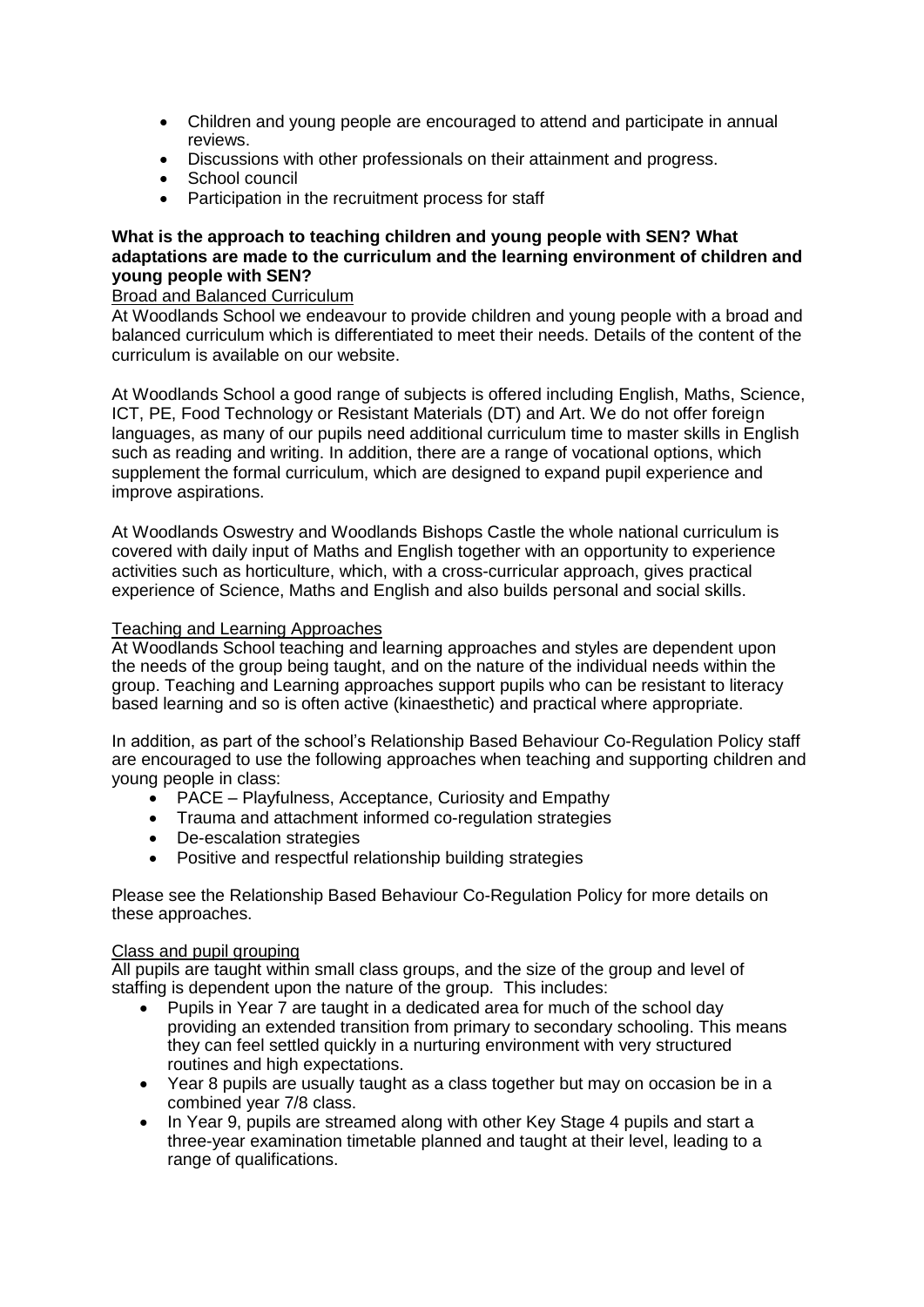- Children and young people are encouraged to attend and participate in annual reviews.
- Discussions with other professionals on their attainment and progress.
- School council
- Participation in the recruitment process for staff

**What is the approach to teaching children and young people with SEN? What adaptations are made to the curriculum and the learning environment of children and young people with SEN?**

<u>Broad and Balanced Curriculum</u>

At Woodlands School we endeavour to provide children and young people with a broad and balanced curriculum which is differentiated to meet their needs. Details of the content of the curriculum is available on our website.

At Woodlands School a good range of subjects is offered including English, Maths, Science, ICT, PE, Food Technology or Resistant Materials (DT) and Art. We do not offer foreign languages, as many of our pupils need additional curriculum time to master skills in English such as reading and writing. In addition, there are a range of vocational options, which supplement the formal curriculum, which are designed to expand pupil experience and improve aspirations.

At Woodlands Oswestry and Woodlands Bishops Castle the whole national curriculum is covered with daily input of Maths and English together with an opportunity to experience activities such as horticulture, which, with a cross-curricular approach, gives practical experience of Science, Maths and English and also builds personal and social skills.

<u>Teaching and Learning Approaches</u>

At Woodlands School teaching and learning approaches and styles are dependent upon the needs of the group being taught, and on the nature of the individual needs within the group. Teaching and Learning approaches support pupils who can be resistant to literacy based learning and so is often active (kinaesthetic) and practical where appropriate.

In addition, as part of the school's Relationship Based Behaviour Co-Regulation Policy staff are encouraged to use the following approaches when teaching and supporting children and young people in class:

- PACE – Playfulness, Acceptance, Curiosity and Empathy
- Trauma and attachment informed co-regulation strategies
- De-escalation strategies
- Positive and respectful relationship building strategies

Please see the Relationship Based Behaviour Co-Regulation Policy for more details on these approaches.

<u>Class and pupil grouping</u>

All pupils are taught within small class groups, and the size of the group and level of staffing is dependent upon the nature of the group. This includes:

- Pupils in Year 7 are taught in a dedicated area for much of the school day providing an extended transition from primary to secondary schooling. This means they can feel settled quickly in a nurturing environment with very structured routines and high expectations.
- Year 8 pupils are usually taught as a class together but may on occasion be in a combined year 7/8 class.
- In Year 9, pupils are streamed along with other Key Stage 4 pupils and start a three-year examination timetable planned and taught at their level, leading to a range of qualifications.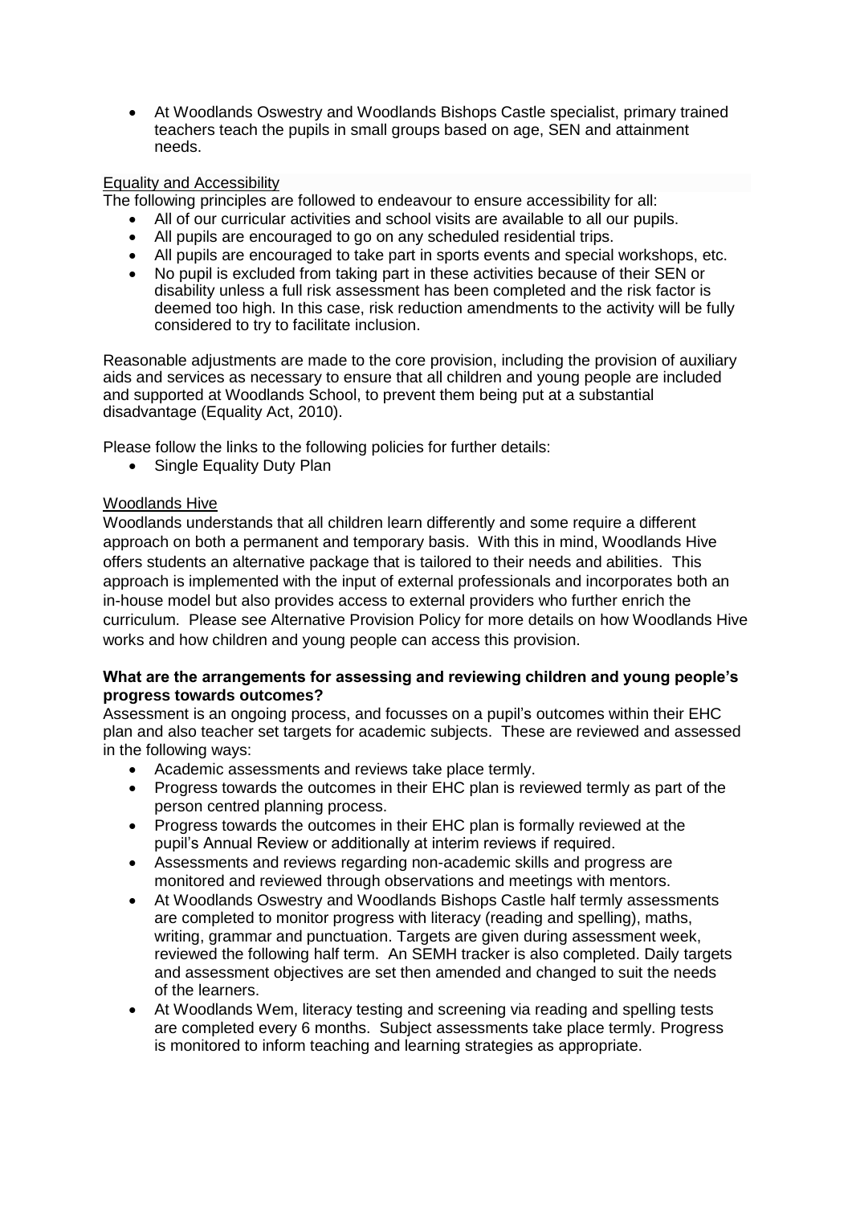- At Woodlands Oswestry and Woodlands Bishops Castle specialist, primary trained teachers teach the pupils in small groups based on age, SEN and attainment needs.

Equality and Accessibility

The following principles are followed to endeavour to ensure accessibility for all:

- All of our curricular activities and school visits are available to all our pupils.
- All pupils are encouraged to go on any scheduled residential trips.
- All pupils are encouraged to take part in sports events and special workshops, etc.
- No pupil is excluded from taking part in these activities because of their SEN or disability unless a full risk assessment has been completed and the risk factor is deemed too high. In this case, risk reduction amendments to the activity will be fully considered to try to facilitate inclusion.

Reasonable adjustments are made to the core provision, including the provision of auxiliary aids and services as necessary to ensure that all children and young people are included and supported at Woodlands School, to prevent them being put at a substantial disadvantage (Equality Act, 2010).

Please follow the links to the following policies for further details:

- Single Equality Duty Plan

Woodlands Hive

Woodlands understands that all children learn differently and some require a different approach on both a permanent and temporary basis. With this in mind, Woodlands Hive offers students an alternative package that is tailored to their needs and abilities. This approach is implemented with the input of external professionals and incorporates both an in-house model but also provides access to external providers who further enrich the curriculum. Please see Alternative Provision Policy for more details on how Woodlands Hive works and how children and young people can access this provision.

**What are the arrangements for assessing and reviewing children and young people's progress towards outcomes?**

Assessment is an ongoing process, and focusses on a pupil's outcomes within their EHC plan and also teacher set targets for academic subjects. These are reviewed and assessed in the following ways:

- Academic assessments and reviews take place termly.
- Progress towards the outcomes in their EHC plan is reviewed termly as part of the person centred planning process.
- Progress towards the outcomes in their EHC plan is formally reviewed at the pupil's Annual Review or additionally at interim reviews if required.
- Assessments and reviews regarding non-academic skills and progress are monitored and reviewed through observations and meetings with mentors.
- At Woodlands Oswestry and Woodlands Bishops Castle half termly assessments are completed to monitor progress with literacy (reading and spelling), maths, writing, grammar and punctuation. Targets are given during assessment week, reviewed the following half term. An SEMH tracker is also completed. Daily targets and assessment objectives are set then amended and changed to suit the needs of the learners.
- At Woodlands Wem, literacy testing and screening via reading and spelling tests are completed every 6 months. Subject assessments take place termly. Progress is monitored to inform teaching and learning strategies as appropriate.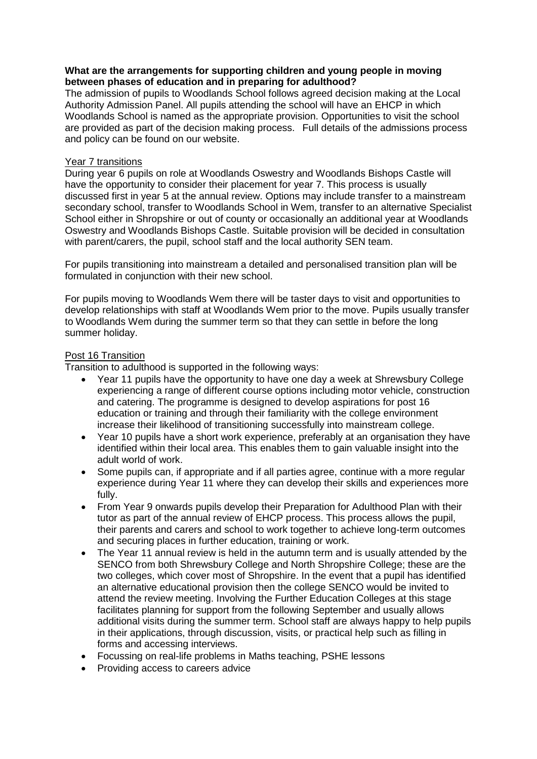**What are the arrangements for supporting children and young people in moving between phases of education and in preparing for adulthood?**

The admission of pupils to Woodlands School follows agreed decision making at the Local Authority Admission Panel. All pupils attending the school will have an EHCP in which Woodlands School is named as the appropriate provision. Opportunities to visit the school are provided as part of the decision making process. Full details of the admissions process and policy can be found on our website.

<u>Year 7 transitions</u>

During year 6 pupils on role at Woodlands Oswestry and Woodlands Bishops Castle will have the opportunity to consider their placement for year 7. This process is usually discussed first in year 5 at the annual review. Options may include transfer to a mainstream secondary school, transfer to Woodlands School in Wem, transfer to an alternative Specialist School either in Shropshire or out of county or occasionally an additional year at Woodlands Oswestry and Woodlands Bishops Castle. Suitable provision will be decided in consultation with parent/carers, the pupil, school staff and the local authority SEN team.

For pupils transitioning into mainstream a detailed and personalised transition plan will be formulated in conjunction with their new school.

For pupils moving to Woodlands Wem there will be taster days to visit and opportunities to develop relationships with staff at Woodlands Wem prior to the move. Pupils usually transfer to Woodlands Wem during the summer term so that they can settle in before the long summer holiday.

<u>Post 16 Transition</u>

Transition to adulthood is supported in the following ways:

- Year 11 pupils have the opportunity to have one day a week at Shrewsbury College experiencing a range of different course options including motor vehicle, construction and catering. The programme is designed to develop aspirations for post 16 education or training and through their familiarity with the college environment increase their likelihood of transitioning successfully into mainstream college.
- Year 10 pupils have a short work experience, preferably at an organisation they have identified within their local area. This enables them to gain valuable insight into the adult world of work.
- Some pupils can, if appropriate and if all parties agree, continue with a more regular experience during Year 11 where they can develop their skills and experiences more fully.
- From Year 9 onwards pupils develop their Preparation for Adulthood Plan with their tutor as part of the annual review of EHCP process. This process allows the pupil, their parents and carers and school to work together to achieve long-term outcomes and securing places in further education, training or work.
- The Year 11 annual review is held in the autumn term and is usually attended by the SENCO from both Shrewsbury College and North Shropshire College; these are the two colleges, which cover most of Shropshire. In the event that a pupil has identified an alternative educational provision then the college SENCO would be invited to attend the review meeting. Involving the Further Education Colleges at this stage facilitates planning for support from the following September and usually allows additional visits during the summer term. School staff are always happy to help pupils in their applications, through discussion, visits, or practical help such as filling in forms and accessing interviews.
- Focussing on real-life problems in Maths teaching, PSHE lessons
- Providing access to careers advice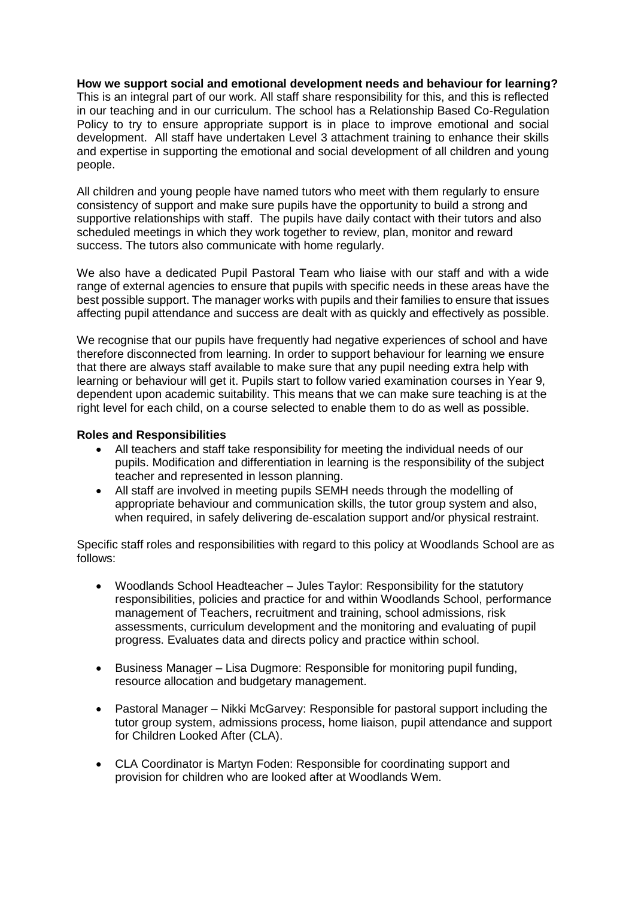**How we support social and emotional development needs and behaviour for learning?**
This is an integral part of our work. All staff share responsibility for this, and this is reflected in our teaching and in our curriculum. The school has a Relationship Based Co-Regulation Policy to try to ensure appropriate support is in place to improve emotional and social development. All staff have undertaken Level 3 attachment training to enhance their skills and expertise in supporting the emotional and social development of all children and young people.

All children and young people have named tutors who meet with them regularly to ensure consistency of support and make sure pupils have the opportunity to build a strong and supportive relationships with staff. The pupils have daily contact with their tutors and also scheduled meetings in which they work together to review, plan, monitor and reward success. The tutors also communicate with home regularly.

We also have a dedicated Pupil Pastoral Team who liaise with our staff and with a wide range of external agencies to ensure that pupils with specific needs in these areas have the best possible support. The manager works with pupils and their families to ensure that issues affecting pupil attendance and success are dealt with as quickly and effectively as possible.

We recognise that our pupils have frequently had negative experiences of school and have therefore disconnected from learning. In order to support behaviour for learning we ensure that there are always staff available to make sure that any pupil needing extra help with learning or behaviour will get it. Pupils start to follow varied examination courses in Year 9, dependent upon academic suitability. This means that we can make sure teaching is at the right level for each child, on a course selected to enable them to do as well as possible.

**Roles and Responsibilities**

- All teachers and staff take responsibility for meeting the individual needs of our pupils. Modification and differentiation in learning is the responsibility of the subject teacher and represented in lesson planning.
- All staff are involved in meeting pupils SEMH needs through the modelling of appropriate behaviour and communication skills, the tutor group system and also, when required, in safely delivering de-escalation support and/or physical restraint.

Specific staff roles and responsibilities with regard to this policy at Woodlands School are as follows:

- Woodlands School Headteacher – Jules Taylor: Responsibility for the statutory responsibilities, policies and practice for and within Woodlands School, performance management of Teachers, recruitment and training, school admissions, risk assessments, curriculum development and the monitoring and evaluating of pupil progress. Evaluates data and directs policy and practice within school.

- Business Manager – Lisa Dugmore: Responsible for monitoring pupil funding, resource allocation and budgetary management.

- Pastoral Manager – Nikki McGarvey: Responsible for pastoral support including the tutor group system, admissions process, home liaison, pupil attendance and support for Children Looked After (CLA).

- CLA Coordinator is Martyn Foden: Responsible for coordinating support and provision for children who are looked after at Woodlands Wem.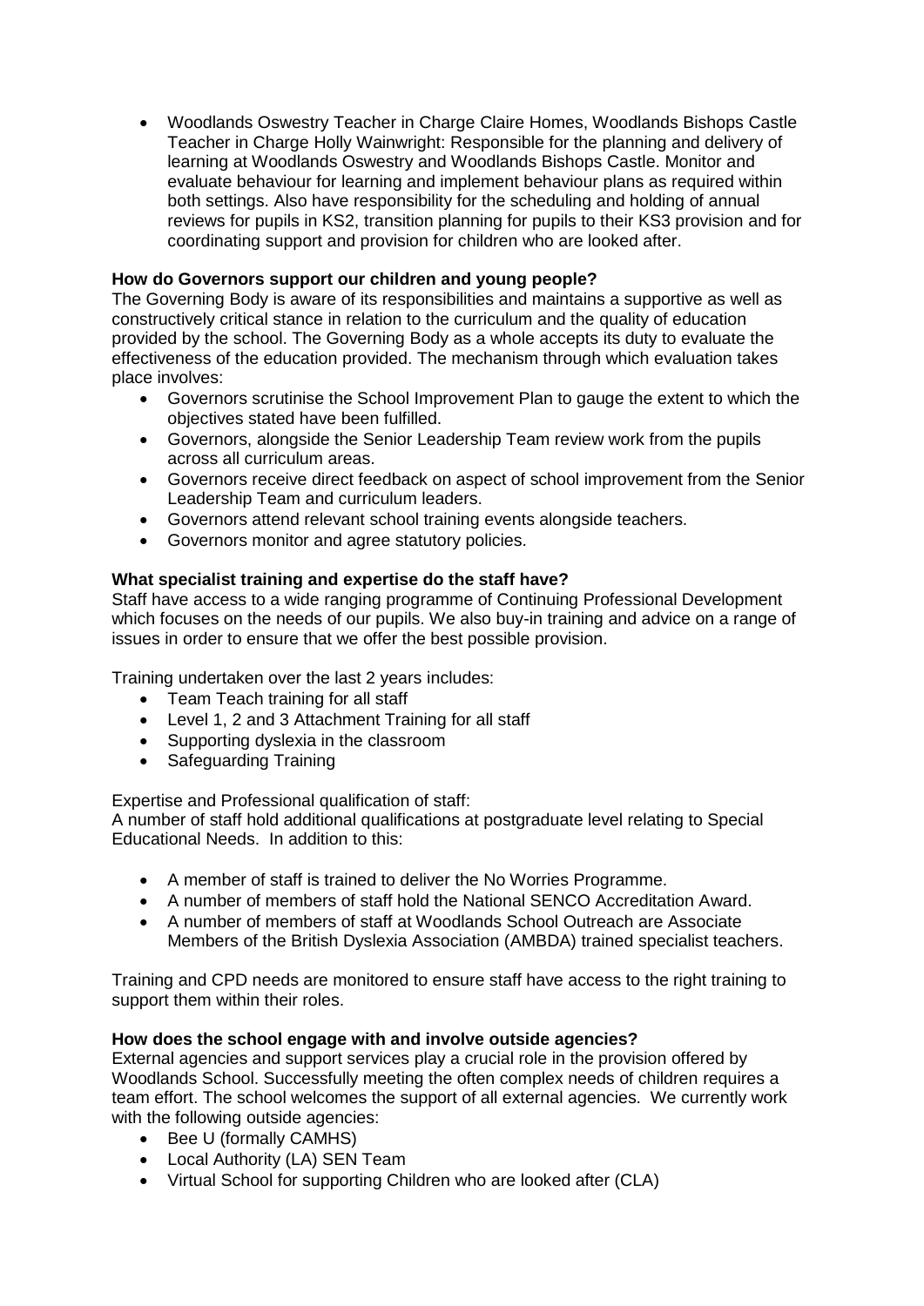- Woodlands Oswestry Teacher in Charge Claire Homes, Woodlands Bishops Castle Teacher in Charge Holly Wainwright: Responsible for the planning and delivery of learning at Woodlands Oswestry and Woodlands Bishops Castle. Monitor and evaluate behaviour for learning and implement behaviour plans as required within both settings. Also have responsibility for the scheduling and holding of annual reviews for pupils in KS2, transition planning for pupils to their KS3 provision and for coordinating support and provision for children who are looked after.

**How do Governors support our children and young people?**

The Governing Body is aware of its responsibilities and maintains a supportive as well as constructively critical stance in relation to the curriculum and the quality of education provided by the school. The Governing Body as a whole accepts its duty to evaluate the effectiveness of the education provided. The mechanism through which evaluation takes place involves:

- Governors scrutinise the School Improvement Plan to gauge the extent to which the objectives stated have been fulfilled.
- Governors, alongside the Senior Leadership Team review work from the pupils across all curriculum areas.
- Governors receive direct feedback on aspect of school improvement from the Senior Leadership Team and curriculum leaders.
- Governors attend relevant school training events alongside teachers.
- Governors monitor and agree statutory policies.

**What specialist training and expertise do the staff have?**

Staff have access to a wide ranging programme of Continuing Professional Development which focuses on the needs of our pupils. We also buy-in training and advice on a range of issues in order to ensure that we offer the best possible provision.

Training undertaken over the last 2 years includes:

- Team Teach training for all staff
- Level 1, 2 and 3 Attachment Training for all staff
- Supporting dyslexia in the classroom
- Safeguarding Training

Expertise and Professional qualification of staff:
A number of staff hold additional qualifications at postgraduate level relating to Special Educational Needs. In addition to this:

- A member of staff is trained to deliver the No Worries Programme.
- A number of members of staff hold the National SENCO Accreditation Award.
- A number of members of staff at Woodlands School Outreach are Associate Members of the British Dyslexia Association (AMBDA) trained specialist teachers.

Training and CPD needs are monitored to ensure staff have access to the right training to support them within their roles.

**How does the school engage with and involve outside agencies?**

External agencies and support services play a crucial role in the provision offered by Woodlands School. Successfully meeting the often complex needs of children requires a team effort. The school welcomes the support of all external agencies. We currently work with the following outside agencies:

- Bee U (formally CAMHS)
- Local Authority (LA) SEN Team
- Virtual School for supporting Children who are looked after (CLA)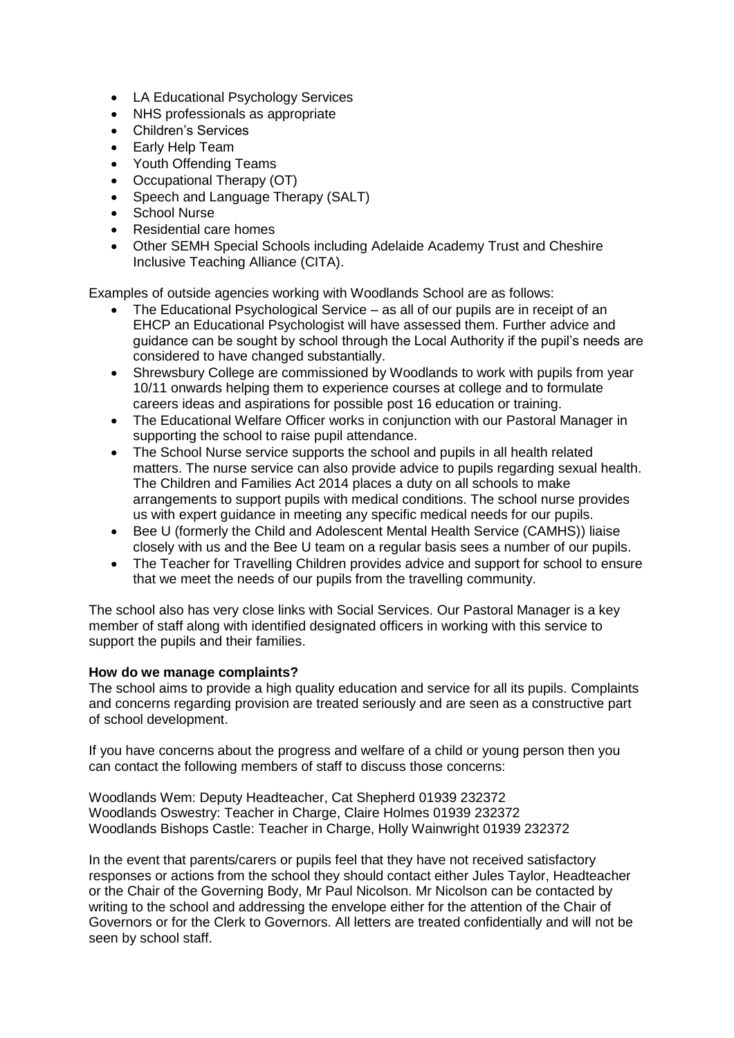- LA Educational Psychology Services
- NHS professionals as appropriate
- Children's Services
- Early Help Team
- Youth Offending Teams
- Occupational Therapy (OT)
- Speech and Language Therapy (SALT)
- School Nurse
- Residential care homes
- Other SEMH Special Schools including Adelaide Academy Trust and Cheshire Inclusive Teaching Alliance (CITA).

Examples of outside agencies working with Woodlands School are as follows:

- The Educational Psychological Service – as all of our pupils are in receipt of an EHCP an Educational Psychologist will have assessed them. Further advice and guidance can be sought by school through the Local Authority if the pupil's needs are considered to have changed substantially.
- Shrewsbury College are commissioned by Woodlands to work with pupils from year 10/11 onwards helping them to experience courses at college and to formulate careers ideas and aspirations for possible post 16 education or training.
- The Educational Welfare Officer works in conjunction with our Pastoral Manager in supporting the school to raise pupil attendance.
- The School Nurse service supports the school and pupils in all health related matters. The nurse service can also provide advice to pupils regarding sexual health. The Children and Families Act 2014 places a duty on all schools to make arrangements to support pupils with medical conditions. The school nurse provides us with expert guidance in meeting any specific medical needs for our pupils.
- Bee U (formerly the Child and Adolescent Mental Health Service (CAMHS)) liaise closely with us and the Bee U team on a regular basis sees a number of our pupils.
- The Teacher for Travelling Children provides advice and support for school to ensure that we meet the needs of our pupils from the travelling community.

The school also has very close links with Social Services. Our Pastoral Manager is a key member of staff along with identified designated officers in working with this service to support the pupils and their families.

**How do we manage complaints?**

The school aims to provide a high quality education and service for all its pupils. Complaints and concerns regarding provision are treated seriously and are seen as a constructive part of school development.

If you have concerns about the progress and welfare of a child or young person then you can contact the following members of staff to discuss those concerns:

Woodlands Wem: Deputy Headteacher, Cat Shepherd 01939 232372
Woodlands Oswestry: Teacher in Charge, Claire Holmes 01939 232372
Woodlands Bishops Castle: Teacher in Charge, Holly Wainwright 01939 232372

In the event that parents/carers or pupils feel that they have not received satisfactory responses or actions from the school they should contact either Jules Taylor, Headteacher or the Chair of the Governing Body, Mr Paul Nicolson. Mr Nicolson can be contacted by writing to the school and addressing the envelope either for the attention of the Chair of Governors or for the Clerk to Governors. All letters are treated confidentially and will not be seen by school staff.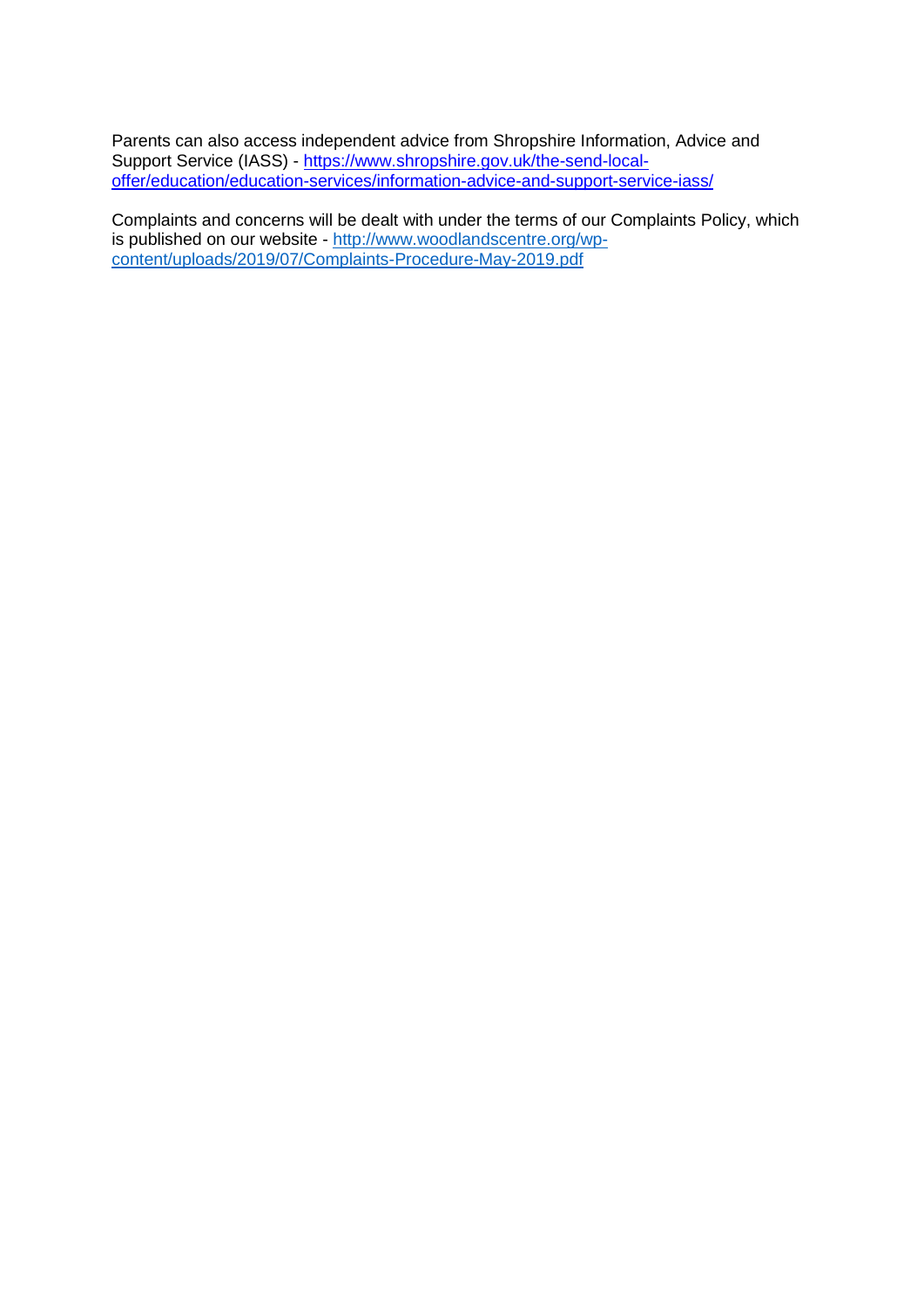Parents can also access independent advice from Shropshire Information, Advice and Support Service (IASS) - [https://www.shropshire.gov.uk/the-send-local-offer/education/education-services/information-advice-and-support-service-iass/](https://www.shropshire.gov.uk/the-send-local-offer/education/education-services/information-advice-and-support-service-iass/)

Complaints and concerns will be dealt with under the terms of our Complaints Policy, which is published on our website - [http://www.woodlandscentre.org/wp-content/uploads/2019/07/Complaints-Procedure-May-2019.pdf](http://www.woodlandscentre.org/wp-content/uploads/2019/07/Complaints-Procedure-May-2019.pdf)